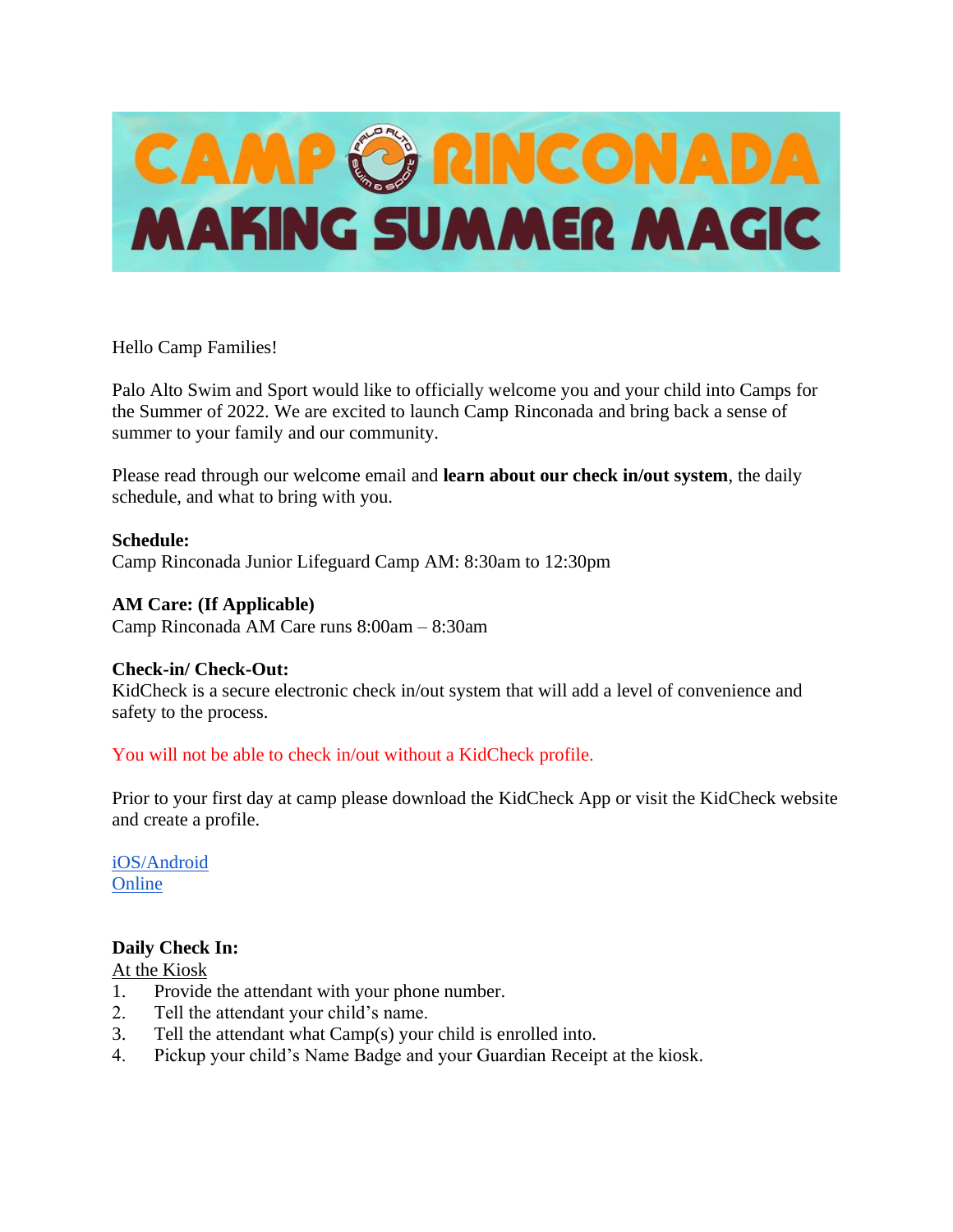# CAMP RINCONADA
## MAKING SUMMER MAGIC

Hello Camp Families!

Palo Alto Swim and Sport would like to officially welcome you and your child into Camps for the Summer of 2022. We are excited to launch Camp Rinconada and bring back a sense of summer to your family and our community.

Please read through our welcome email and **learn about our check in/out system**, the daily schedule, and what to bring with you.

**Schedule:**
Camp Rinconada Junior Lifeguard Camp AM: 8:30am to 12:30pm

**AM Care: (If Applicable)**
Camp Rinconada AM Care runs 8:00am – 8:30am

**Check-in/ Check-Out:**
KidCheck is a secure electronic check in/out system that will add a level of convenience and safety to the process.

You will not be able to check in/out without a KidCheck profile.

Prior to your first day at camp please download the KidCheck App or visit the KidCheck website and create a profile.

iOS/Android
Online

**Daily Check In:**
At the Kiosk

1. Provide the attendant with your phone number.
2. Tell the attendant your child's name.
3. Tell the attendant what Camp(s) your child is enrolled into.
4. Pickup your child's Name Badge and your Guardian Receipt at the kiosk.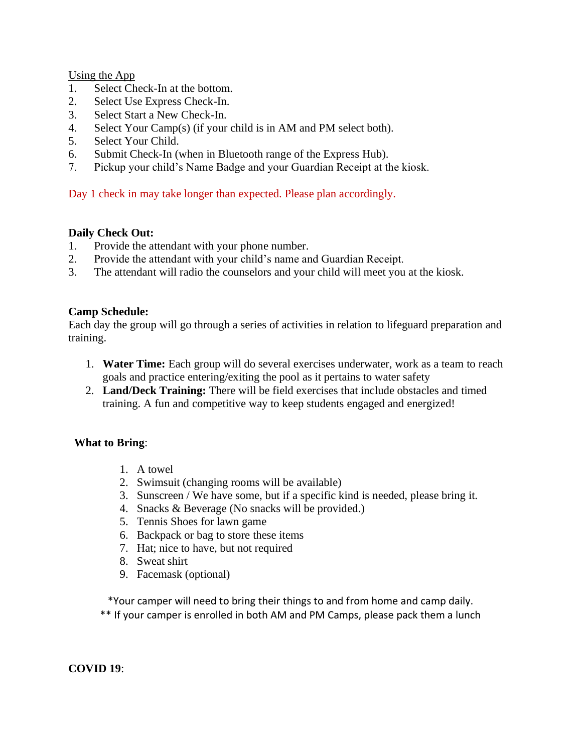<u>Using the App</u>

1. Select Check-In at the bottom.
2. Select Use Express Check-In.
3. Select Start a New Check-In.
4. Select Your Camp(s) (if your child is in AM and PM select both).
5. Select Your Child.
6. Submit Check-In (when in Bluetooth range of the Express Hub).
7. Pickup your child's Name Badge and your Guardian Receipt at the kiosk.

Day 1 check in may take longer than expected. Please plan accordingly.

**Daily Check Out:**

1. Provide the attendant with your phone number.
2. Provide the attendant with your child's name and Guardian Receipt.
3. The attendant will radio the counselors and your child will meet you at the kiosk.

**Camp Schedule:**

Each day the group will go through a series of activities in relation to lifeguard preparation and training.

1. **Water Time:** Each group will do several exercises underwater, work as a team to reach goals and practice entering/exiting the pool as it pertains to water safety
2. **Land/Deck Training:** There will be field exercises that include obstacles and timed training. A fun and competitive way to keep students engaged and energized!

**What to Bring**:

1. A towel
2. Swimsuit (changing rooms will be available)
3. Sunscreen / We have some, but if a specific kind is needed, please bring it.
4. Snacks & Beverage (No snacks will be provided.)
5. Tennis Shoes for lawn game
6. Backpack or bag to store these items
7. Hat; nice to have, but not required
8. Sweat shirt
9. Facemask (optional)

*Your camper will need to bring their things to and from home and camp daily.

** If your camper is enrolled in both AM and PM Camps, please pack them a lunch

**COVID 19**: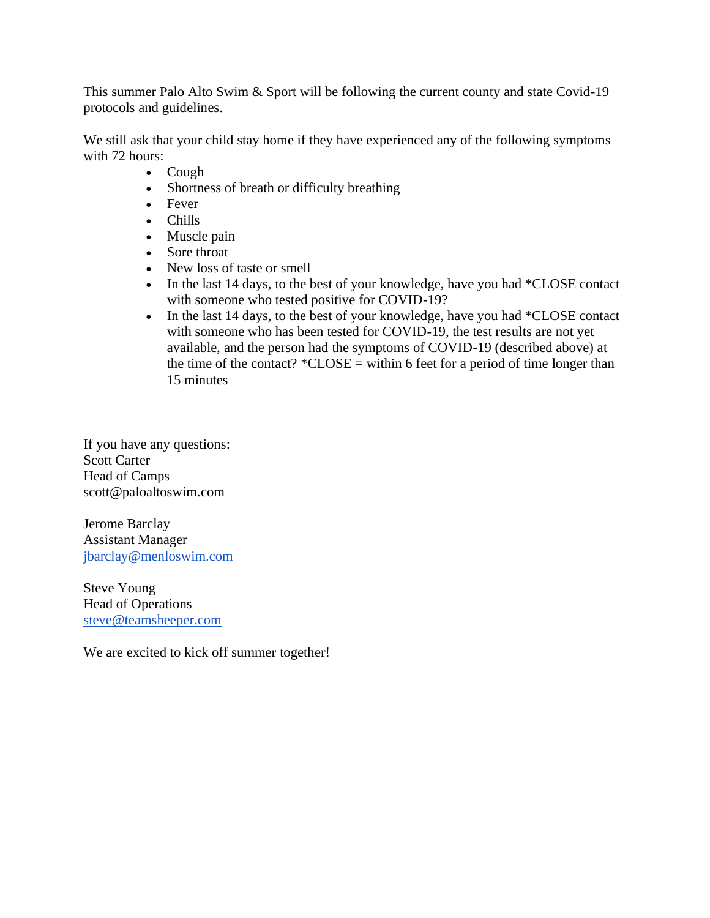This summer Palo Alto Swim & Sport will be following the current county and state Covid-19 protocols and guidelines.

We still ask that your child stay home if they have experienced any of the following symptoms with 72 hours:

- Cough
- Shortness of breath or difficulty breathing
- Fever
- Chills
- Muscle pain
- Sore throat
- New loss of taste or smell
- In the last 14 days, to the best of your knowledge, have you had *CLOSE contact with someone who tested positive for COVID-19?
- In the last 14 days, to the best of your knowledge, have you had *CLOSE contact with someone who has been tested for COVID-19, the test results are not yet available, and the person had the symptoms of COVID-19 (described above) at the time of the contact? *CLOSE = within 6 feet for a period of time longer than 15 minutes

If you have any questions:
Scott Carter
Head of Camps
scott@paloaltoswim.com

Jerome Barclay
Assistant Manager
jbarclay@menloswim.com

Steve Young
Head of Operations
steve@teamsheeper.com

We are excited to kick off summer together!